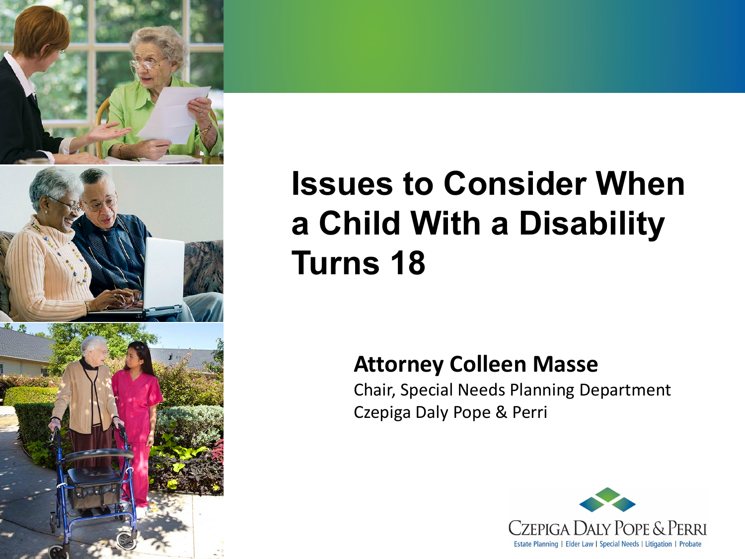# Issues to Consider When a Child With a Disability Turns 18

**Attorney Colleen Masse**

Chair, Special Needs Planning Department

Czepiga Daly Pope & Perri

CZEPIGA DALY POPE & PERRI

Estate Planning | Elder Law | Special Needs | Litigation | Probate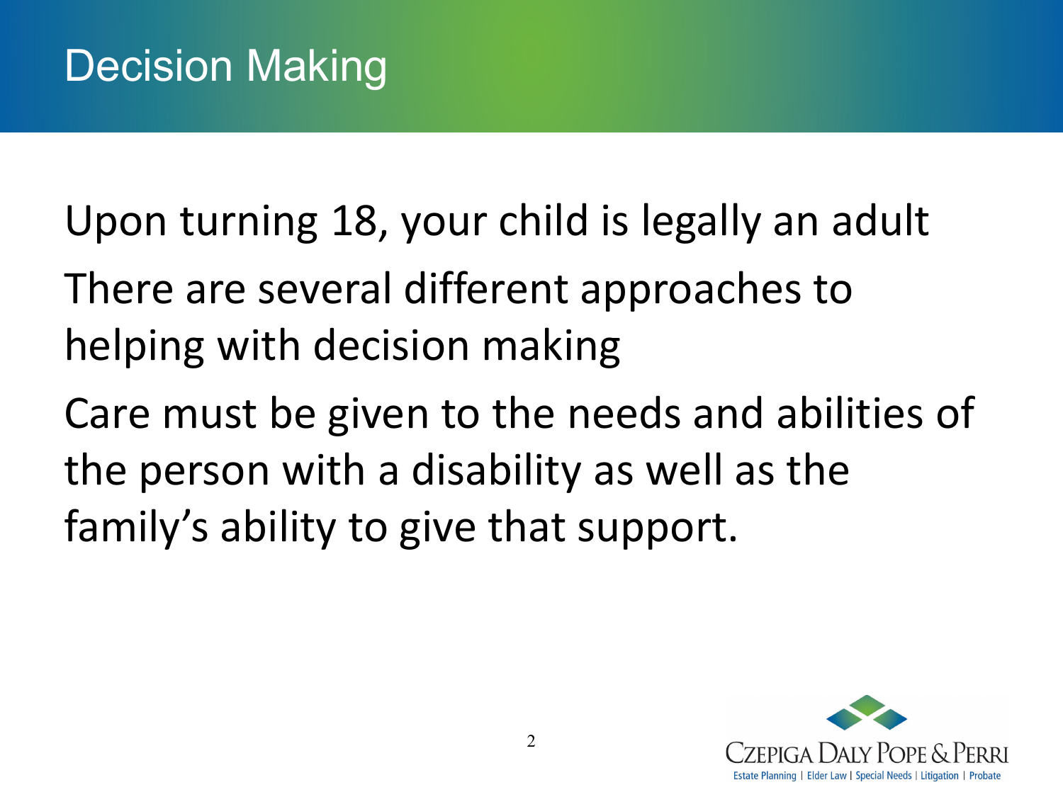# Decision Making

Upon turning 18, your child is legally an adult

There are several different approaches to helping with decision making

Care must be given to the needs and abilities of the person with a disability as well as the family's ability to give that support.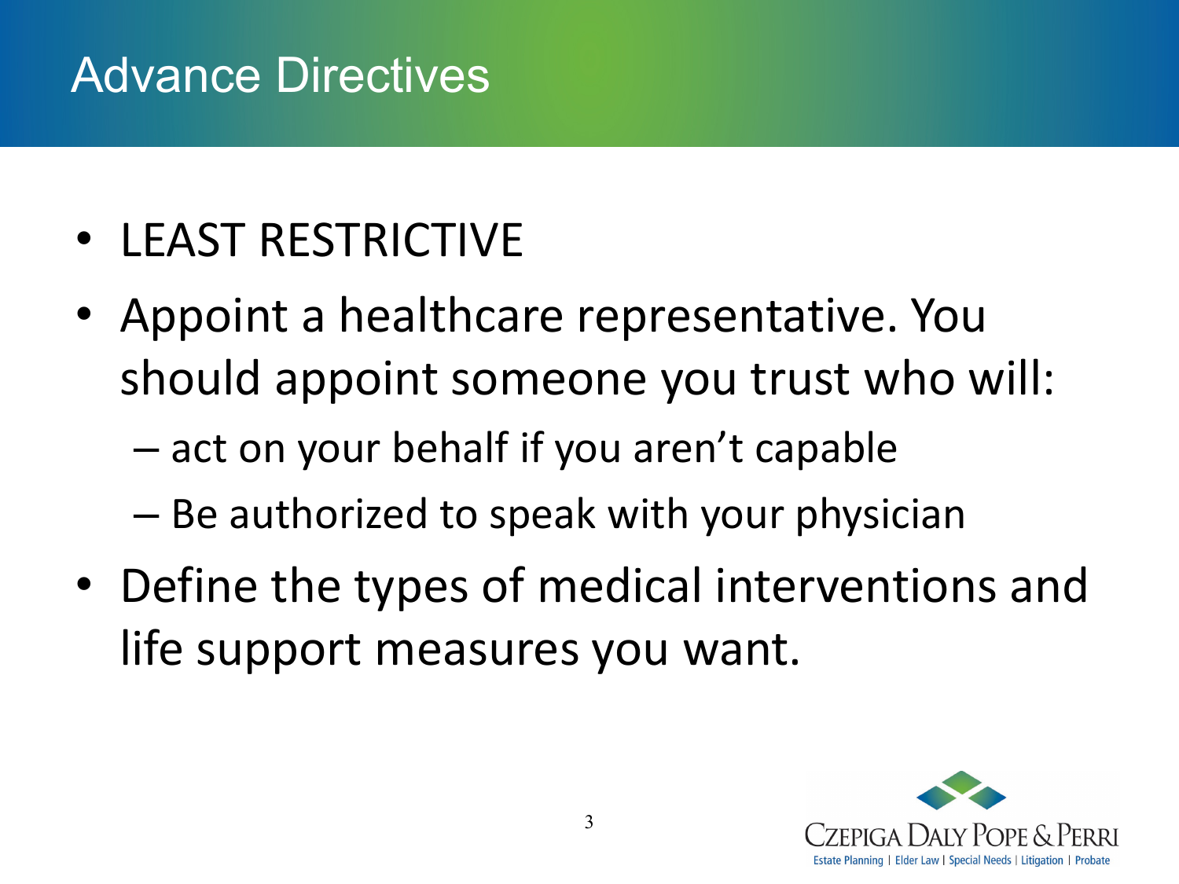# Advance Directives

- LEAST RESTRICTIVE
- Appoint a healthcare representative. You should appoint someone you trust who will:
  - act on your behalf if you aren't capable
  - Be authorized to speak with your physician
- Define the types of medical interventions and life support measures you want.

Czepiga Daly Pope & Perri
Estate Planning | Elder Law | Special Needs | Litigation | Probate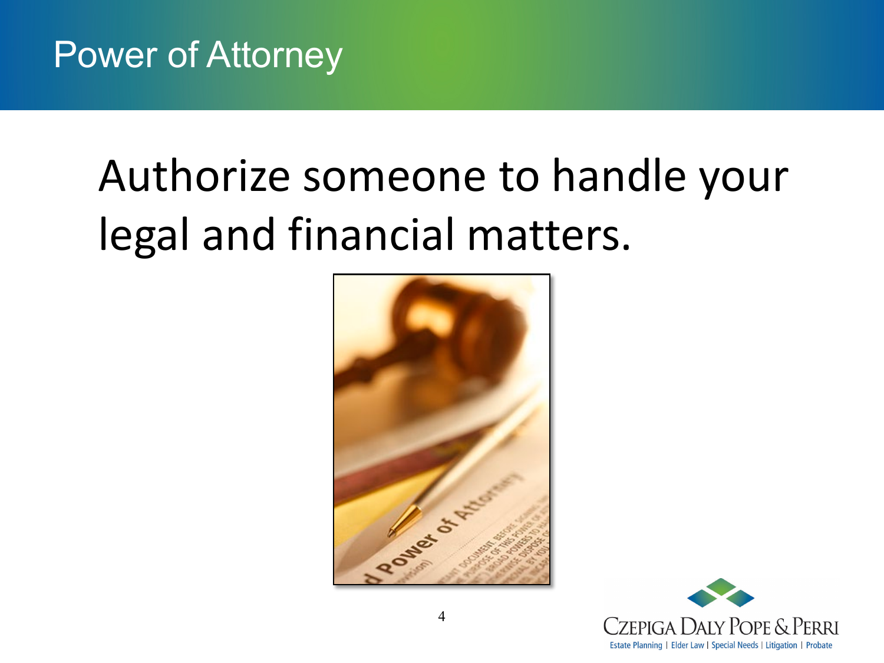# Power of Attorney

Authorize someone to handle your legal and financial matters.

Czepiga Daly Pope & Perri
Estate Planning | Elder Law | Special Needs | Litigation | Probate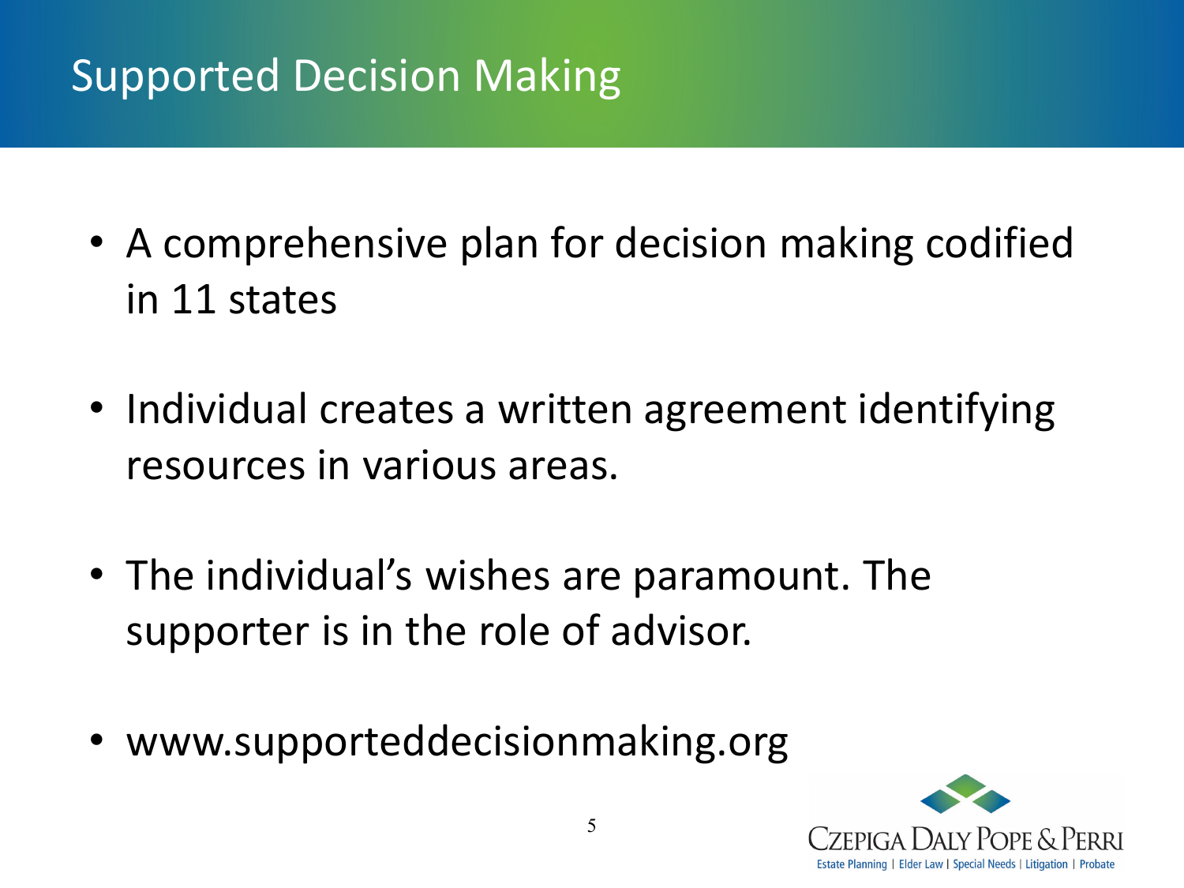# Supported Decision Making

- A comprehensive plan for decision making codified in 11 states
- Individual creates a written agreement identifying resources in various areas.
- The individual's wishes are paramount. The supporter is in the role of advisor.
- www.supporteddecisionmaking.org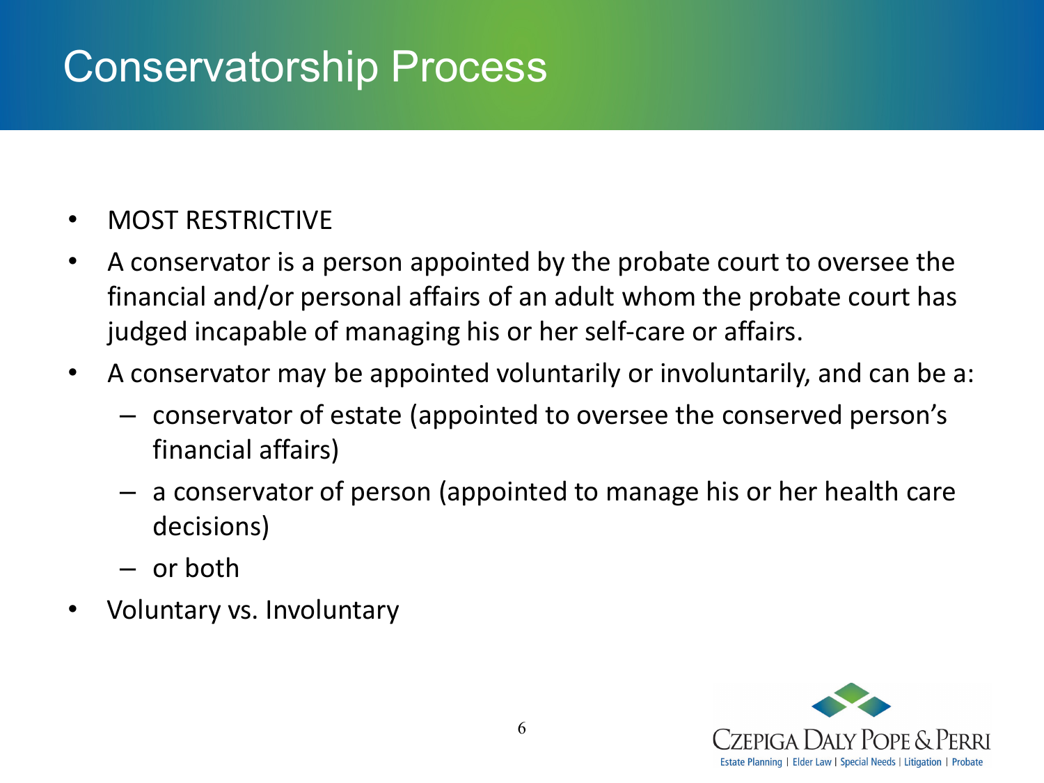# Conservatorship Process

- MOST RESTRICTIVE
- A conservator is a person appointed by the probate court to oversee the financial and/or personal affairs of an adult whom the probate court has judged incapable of managing his or her self-care or affairs.
- A conservator may be appointed voluntarily or involuntarily, and can be a:
  - conservator of estate (appointed to oversee the conserved person's financial affairs)
  - a conservator of person (appointed to manage his or her health care decisions)
  - or both
- Voluntary vs. Involuntary

Czepiga Daly Pope & Perri

Estate Planning | Elder Law | Special Needs | Litigation | Probate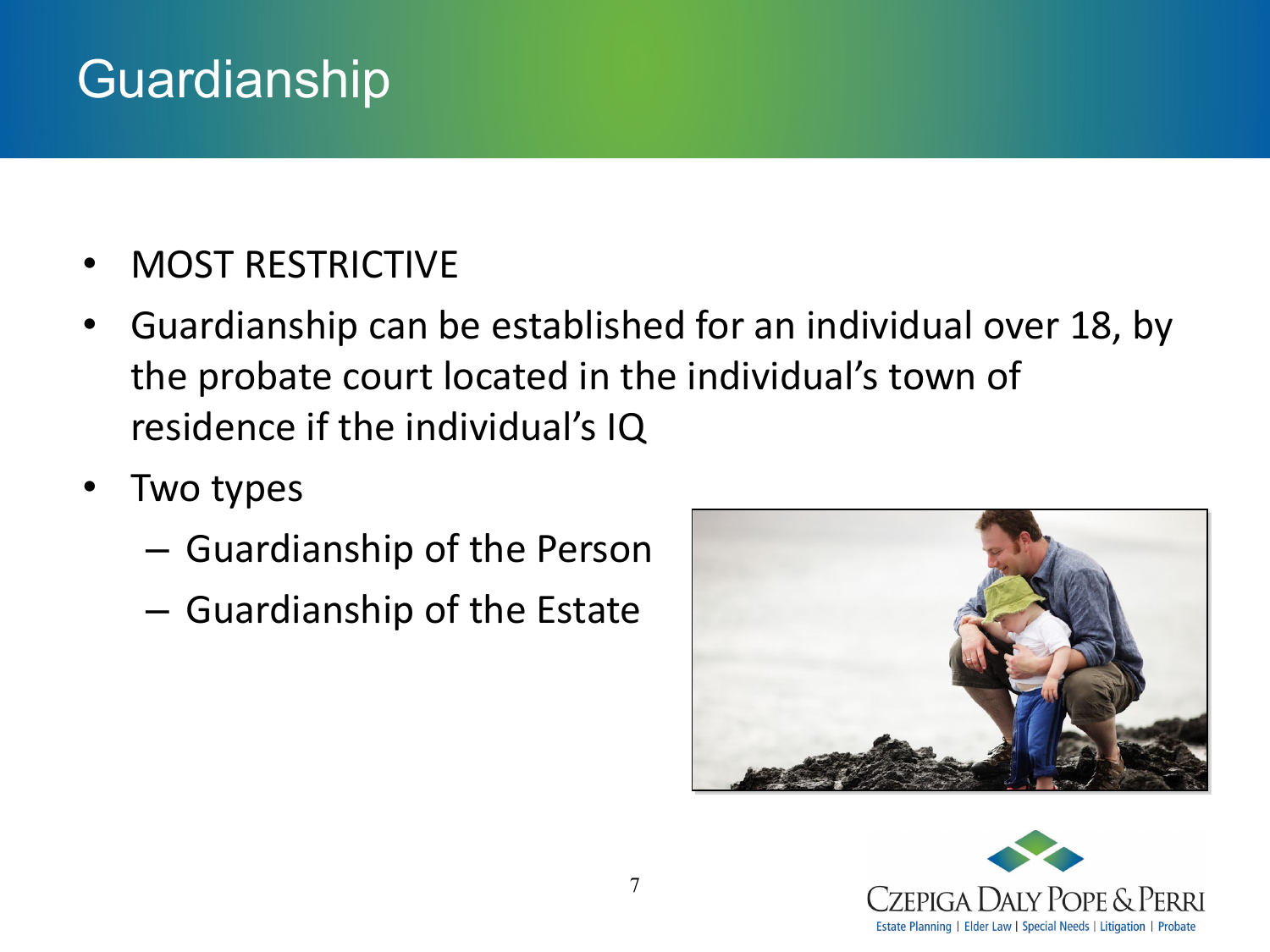# Guardianship

- MOST RESTRICTIVE
- Guardianship can be established for an individual over 18, by the probate court located in the individual's town of residence if the individual's IQ
- Two types
  - Guardianship of the Person
  - Guardianship of the Estate

CZEPIGA DALY POPE & PERRI

Estate Planning | Elder Law | Special Needs | Litigation | Probate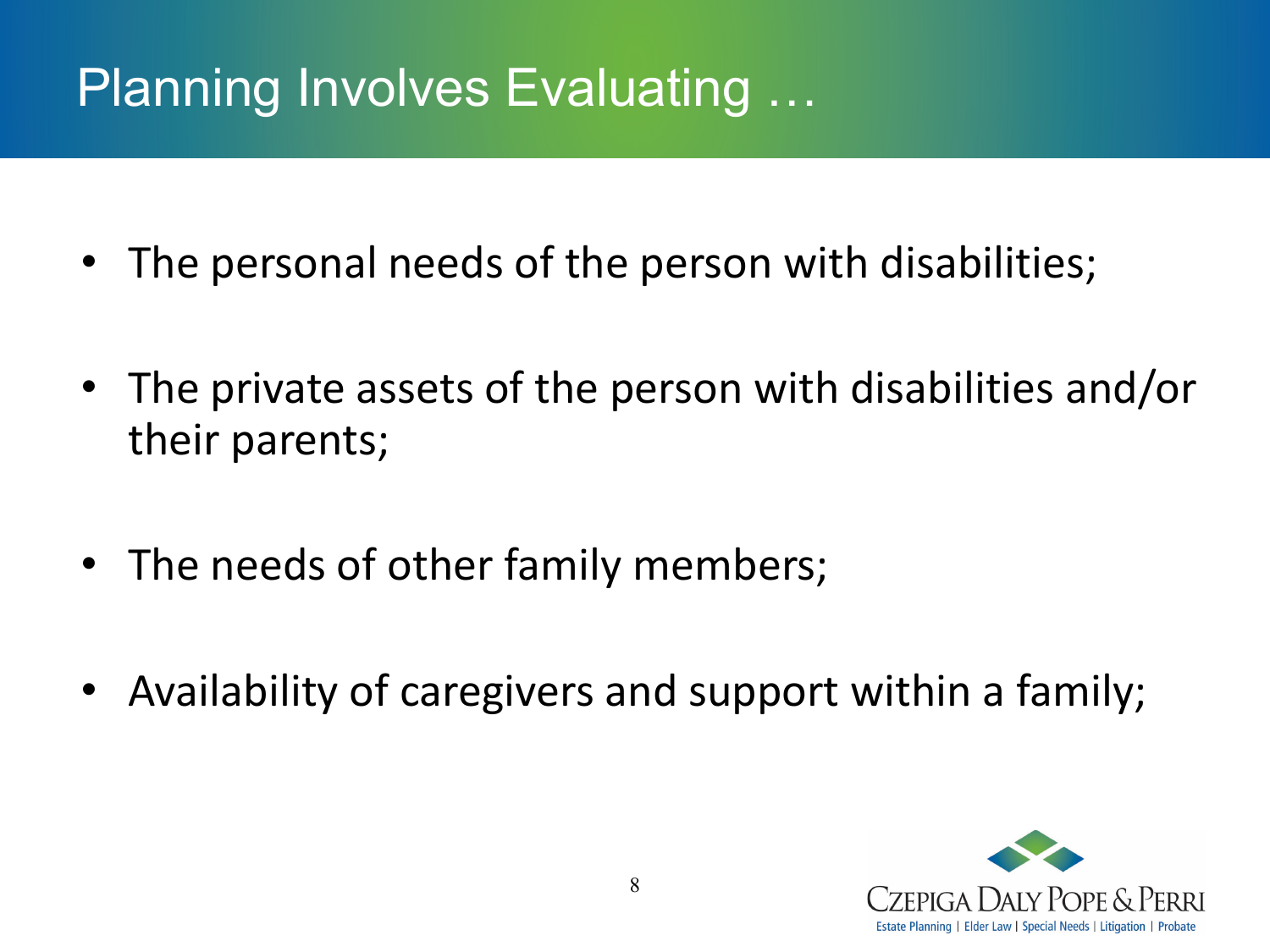# Planning Involves Evaluating …

- The personal needs of the person with disabilities;
- The private assets of the person with disabilities and/or their parents;
- The needs of other family members;
- Availability of caregivers and support within a family;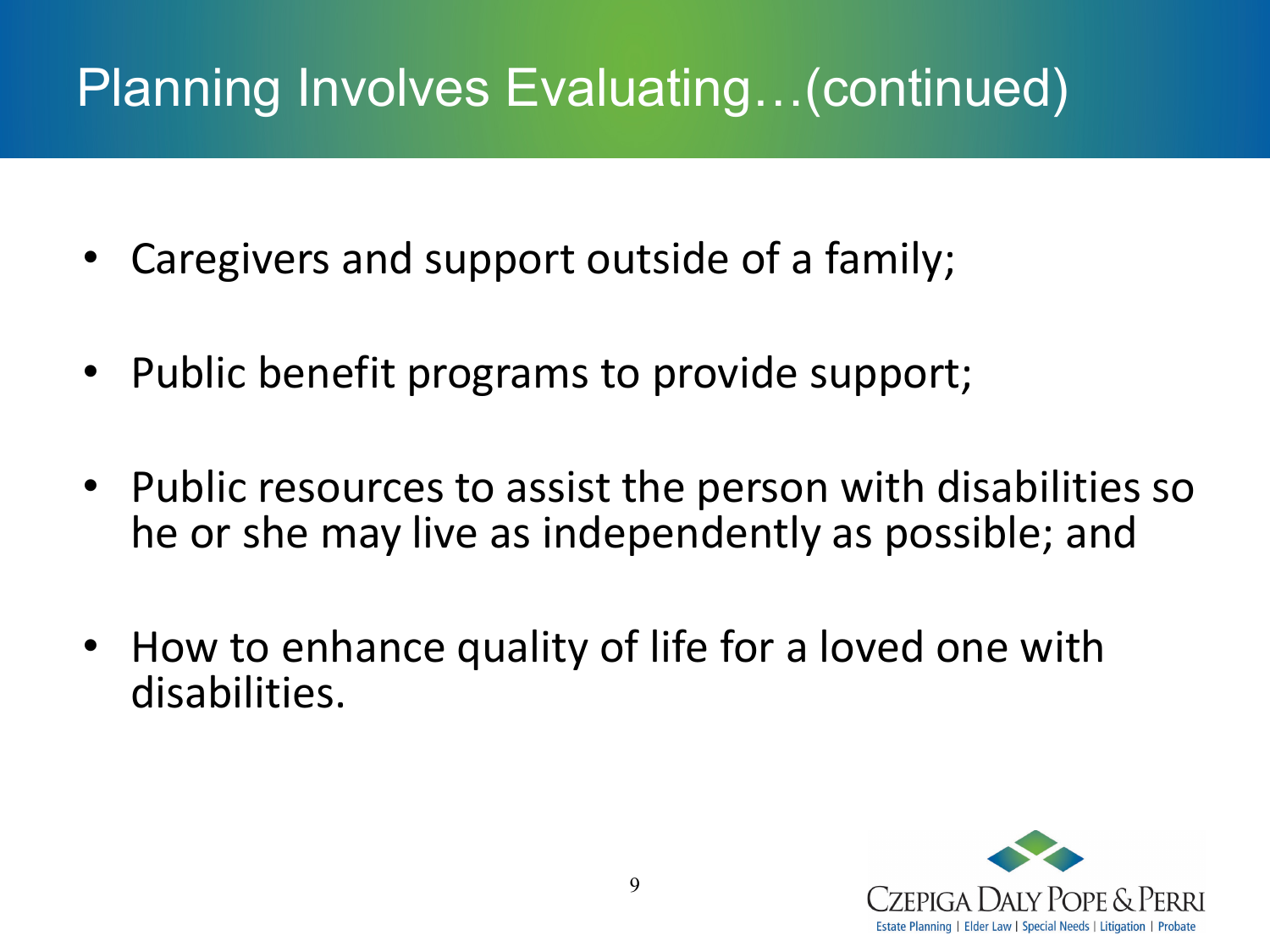# Planning Involves Evaluating…(continued)

- Caregivers and support outside of a family;
- Public benefit programs to provide support;
- Public resources to assist the person with disabilities so he or she may live as independently as possible; and
- How to enhance quality of life for a loved one with disabilities.

CZEPIGA DALY POPE & PERRI
Estate Planning | Elder Law | Special Needs | Litigation | Probate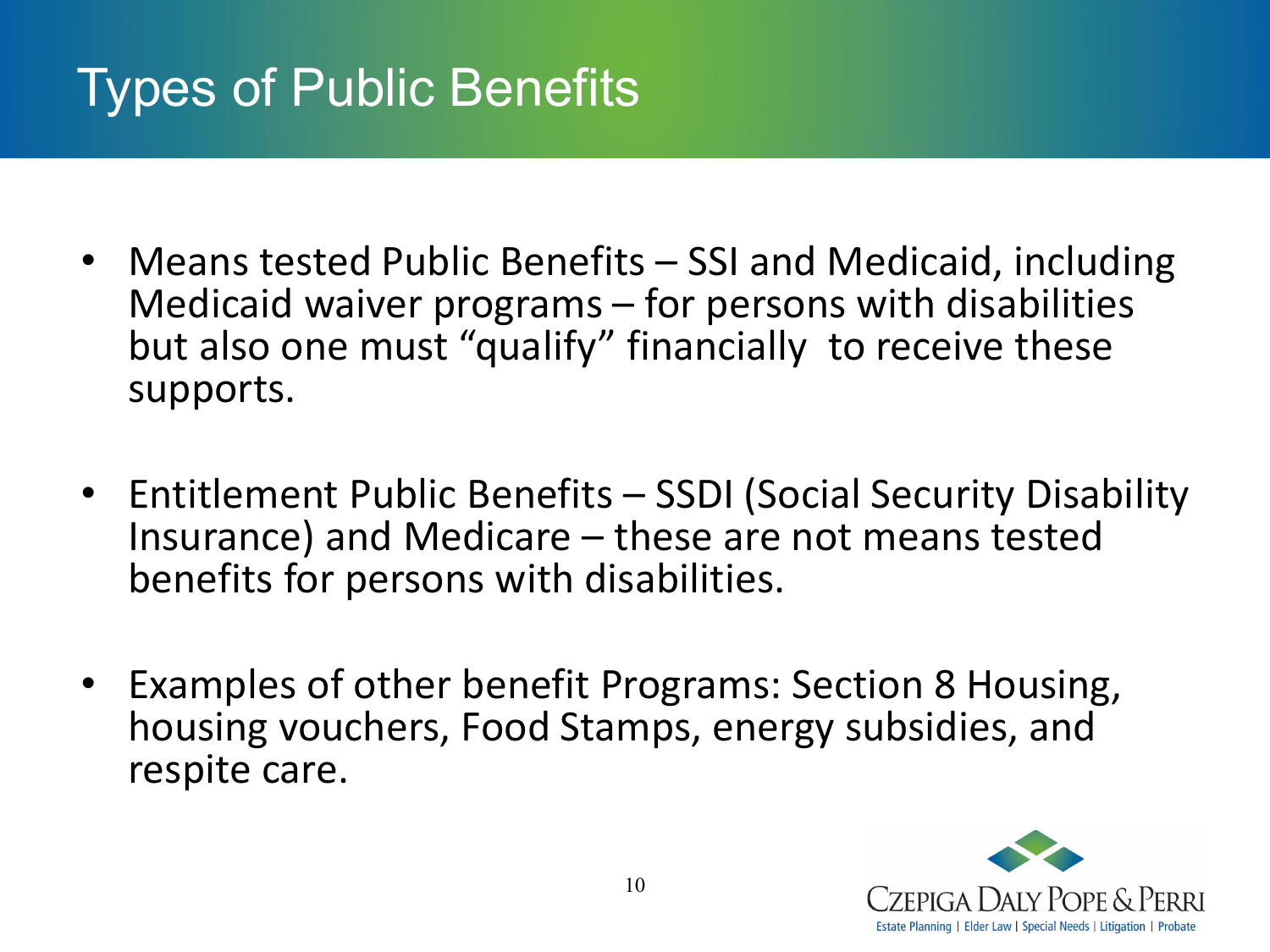# Types of Public Benefits

- Means tested Public Benefits – SSI and Medicaid, including Medicaid waiver programs – for persons with disabilities but also one must "qualify" financially to receive these supports.

- Entitlement Public Benefits – SSDI (Social Security Disability Insurance) and Medicare – these are not means tested benefits for persons with disabilities.

- Examples of other benefit Programs: Section 8 Housing, housing vouchers, Food Stamps, energy subsidies, and respite care.

Czepiga Daly Pope & Perri

Estate Planning | Elder Law | Special Needs | Litigation | Probate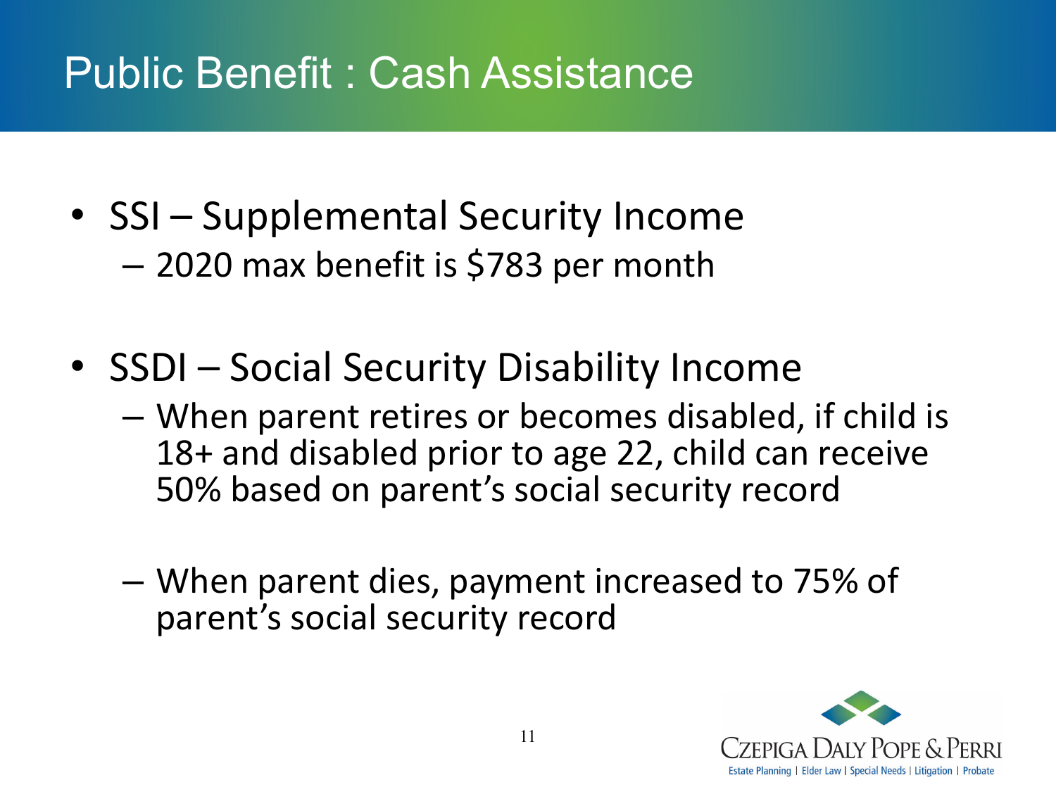# Public Benefit : Cash Assistance

- SSI – Supplemental Security Income
  - 2020 max benefit is $783 per month

- SSDI – Social Security Disability Income
  - When parent retires or becomes disabled, if child is 18+ and disabled prior to age 22, child can receive 50% based on parent's social security record
  - When parent dies, payment increased to 75% of parent's social security record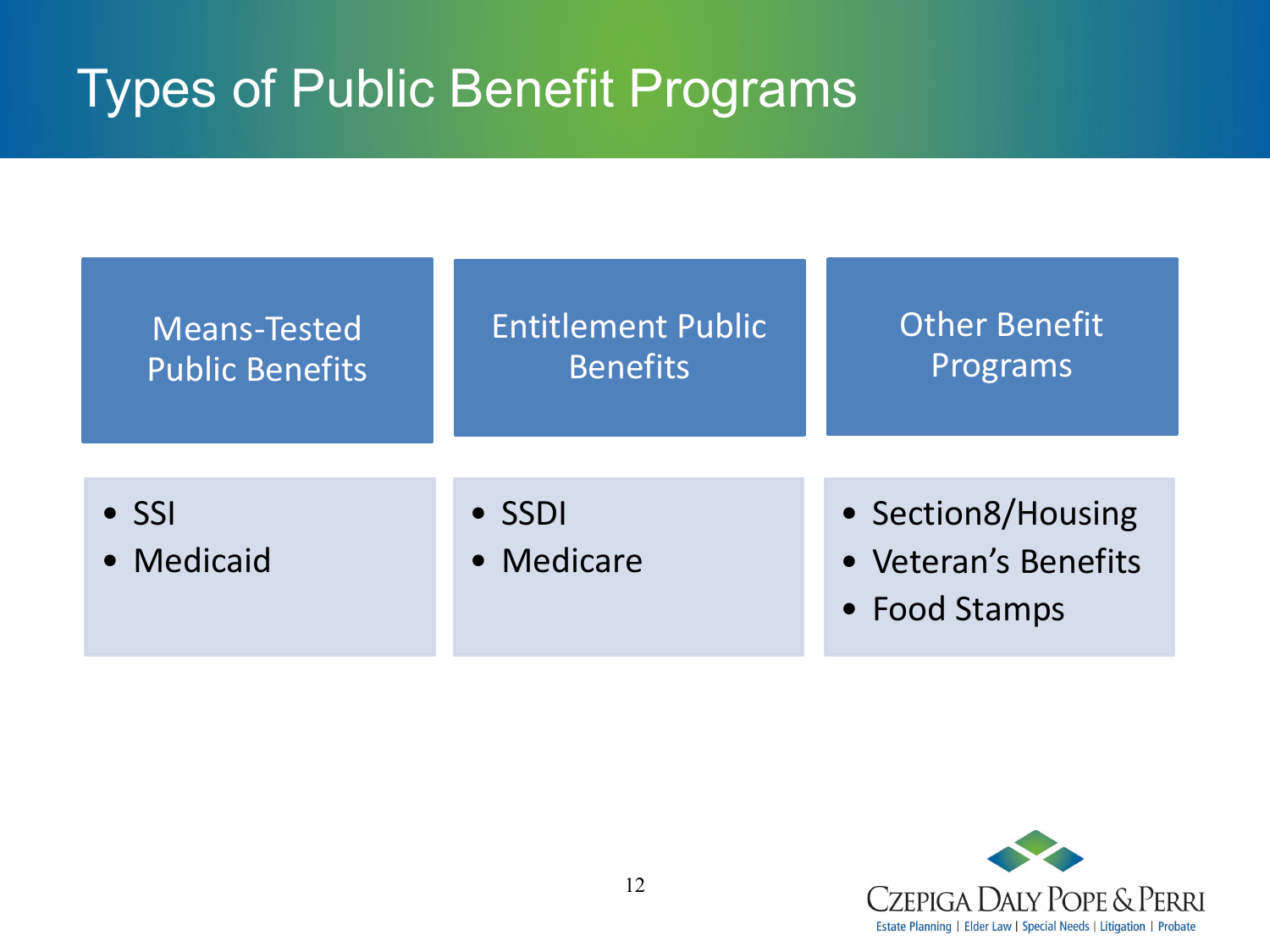# Types of Public Benefit Programs

| Means-Tested Public Benefits | Entitlement Public Benefits | Other Benefit Programs |
|---|---|---|
| • SSI<br>• Medicaid | • SSDI<br>• Medicare | • Section8/Housing<br>• Veteran's Benefits<br>• Food Stamps |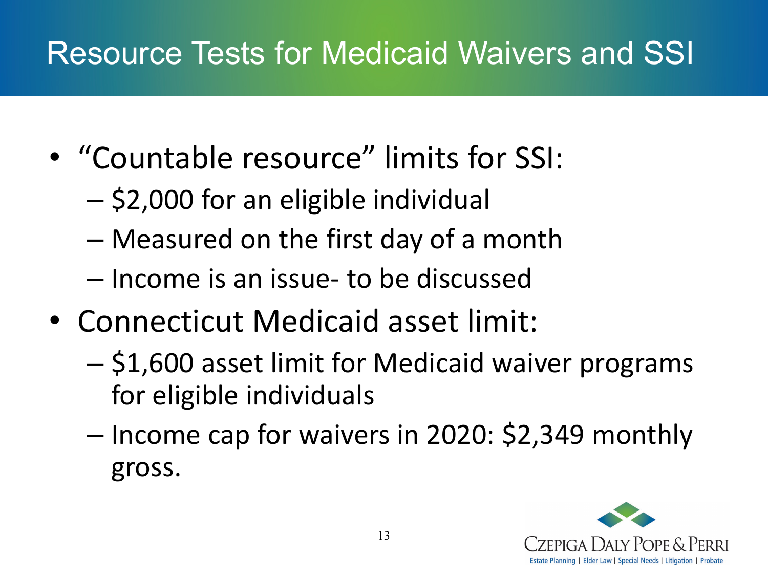# Resource Tests for Medicaid Waivers and SSI

- "Countable resource" limits for SSI:
  - $2,000 for an eligible individual
  - Measured on the first day of a month
  - Income is an issue- to be discussed
- Connecticut Medicaid asset limit:
  - $1,600 asset limit for Medicaid waiver programs for eligible individuals
  - Income cap for waivers in 2020: $2,349 monthly gross.

Czepiga Daly Pope & Perri
Estate Planning | Elder Law | Special Needs | Litigation | Probate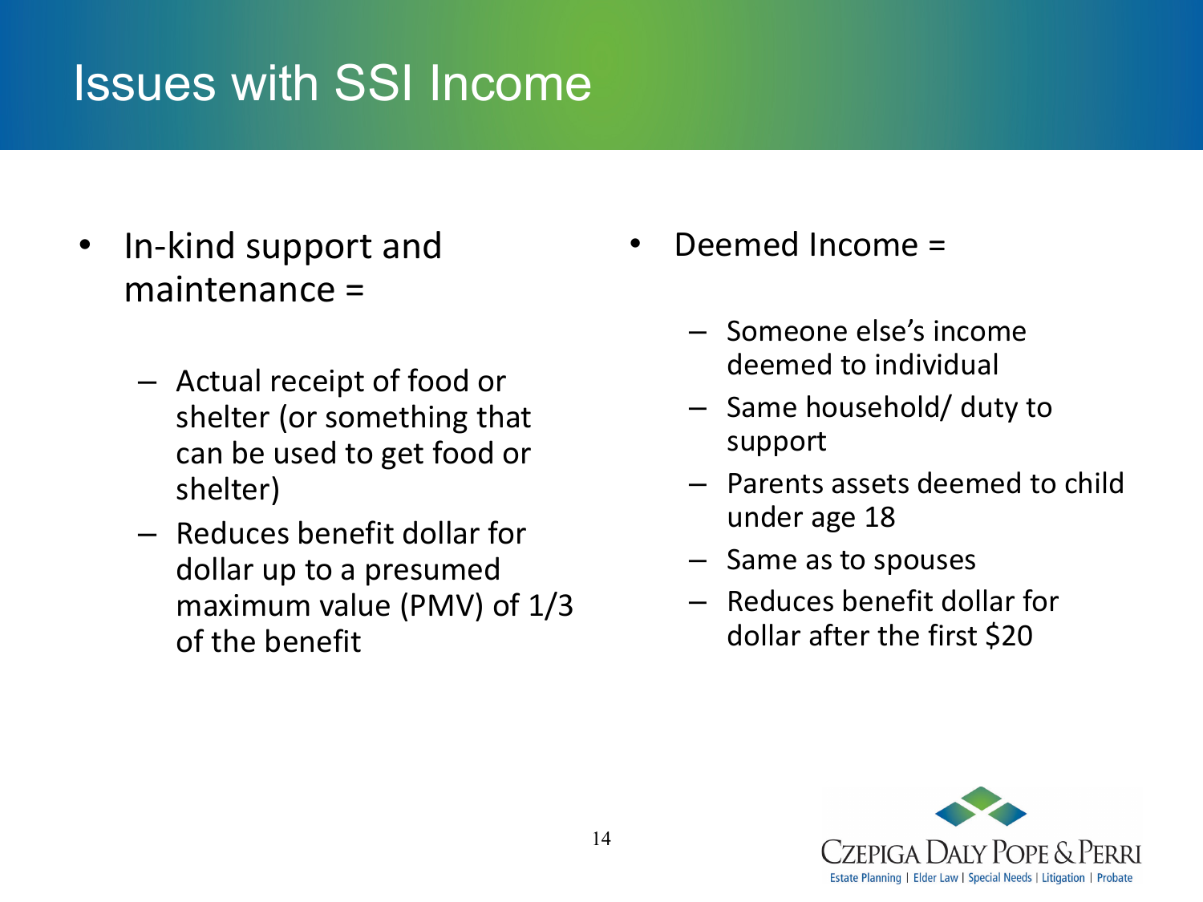# Issues with SSI Income

- In-kind support and maintenance =
  - Actual receipt of food or shelter (or something that can be used to get food or shelter)
  - Reduces benefit dollar for dollar up to a presumed maximum value (PMV) of 1/3 of the benefit

- Deemed Income =
  - Someone else's income deemed to individual
  - Same household/ duty to support
  - Parents assets deemed to child under age 18
  - Same as to spouses
  - Reduces benefit dollar for dollar after the first $20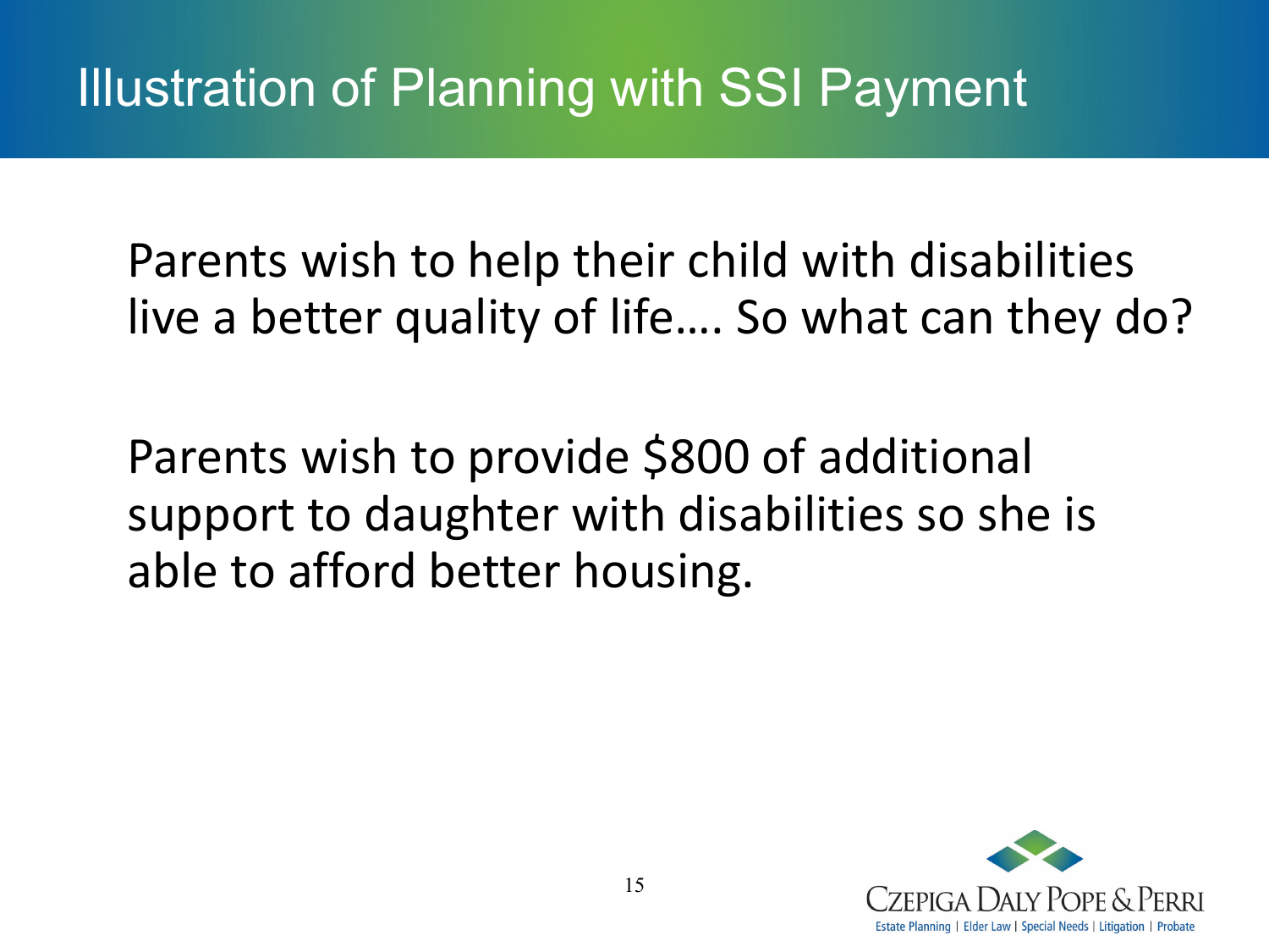# Illustration of Planning with SSI Payment

Parents wish to help their child with disabilities live a better quality of life…. So what can they do?

Parents wish to provide $800 of additional support to daughter with disabilities so she is able to afford better housing.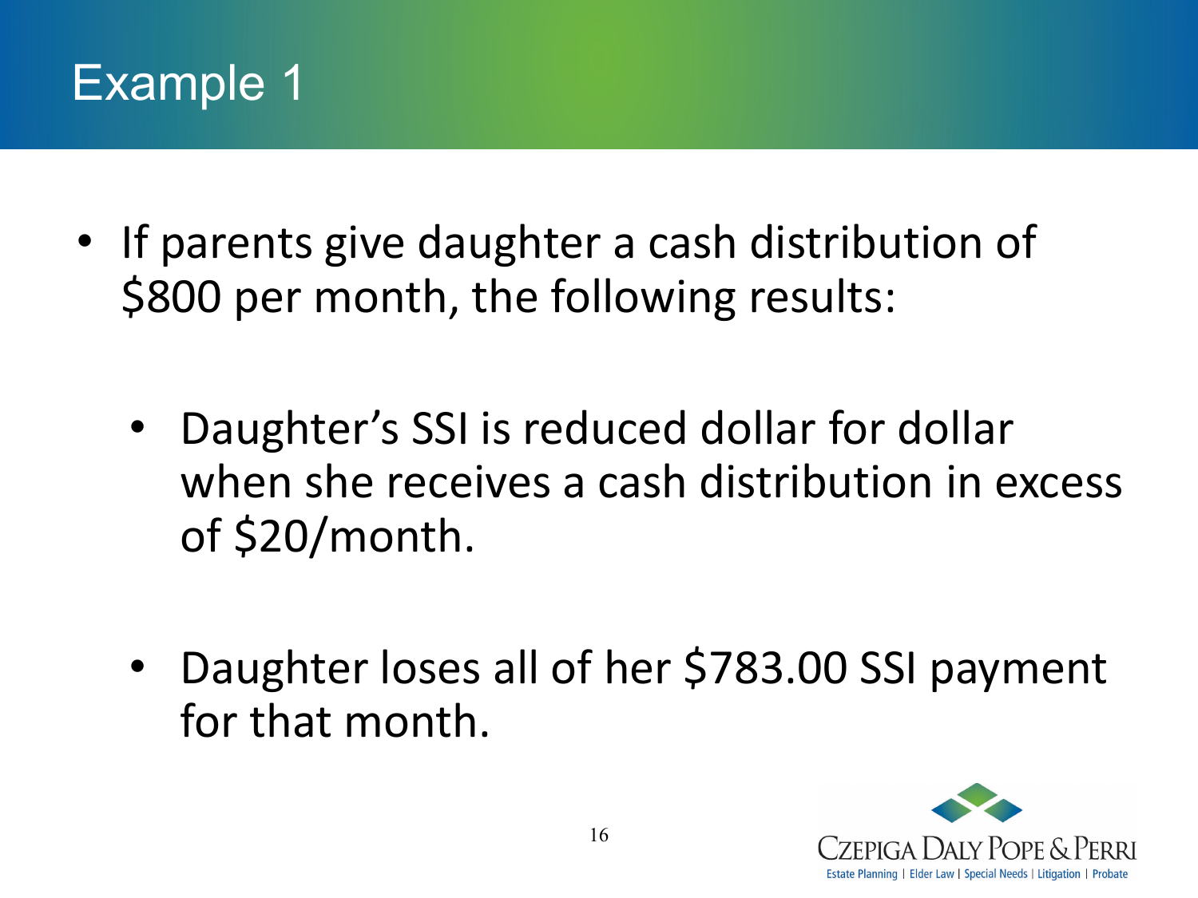# Example 1

- If parents give daughter a cash distribution of $800 per month, the following results:
  - Daughter's SSI is reduced dollar for dollar when she receives a cash distribution in excess of $20/month.
  - Daughter loses all of her $783.00 SSI payment for that month.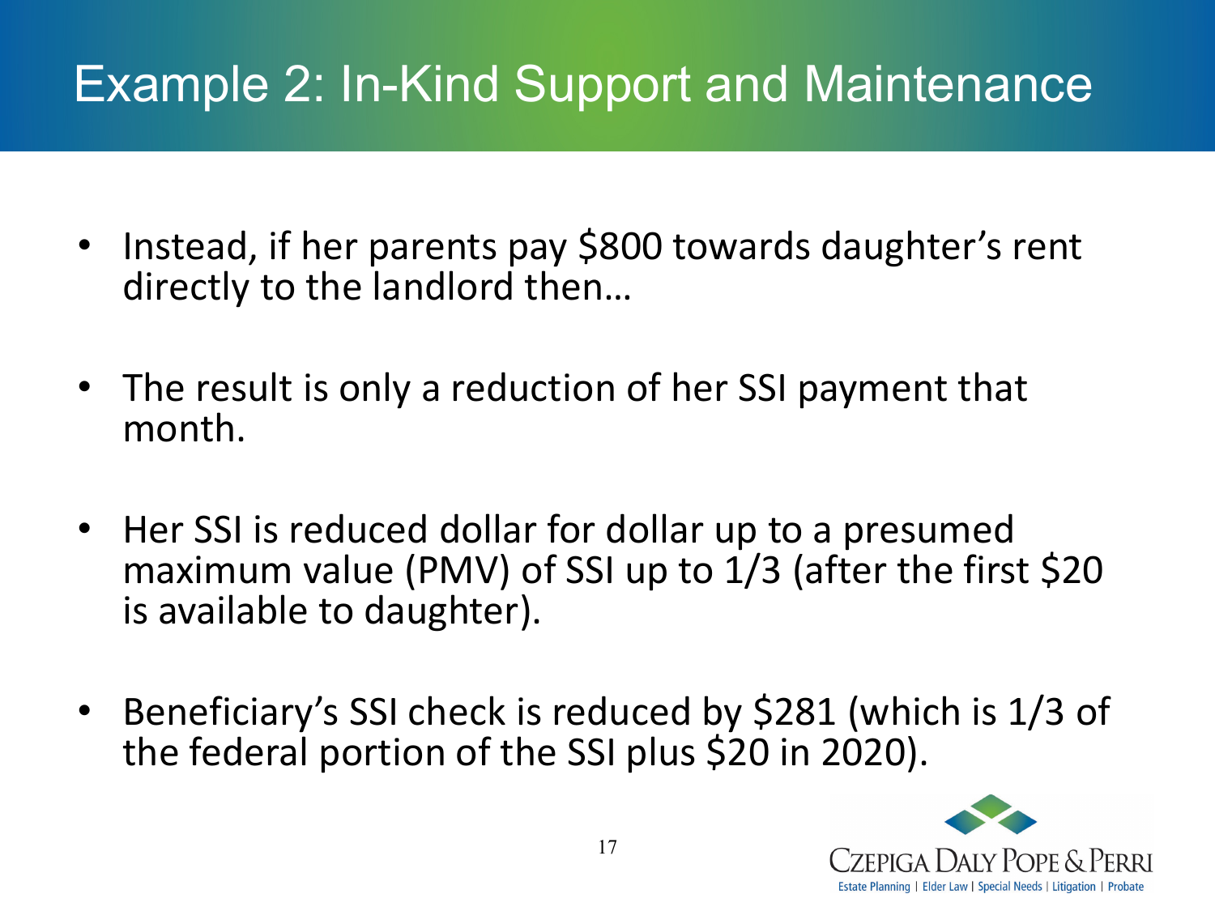# Example 2: In-Kind Support and Maintenance

- Instead, if her parents pay $800 towards daughter's rent directly to the landlord then…
- The result is only a reduction of her SSI payment that month.
- Her SSI is reduced dollar for dollar up to a presumed maximum value (PMV) of SSI up to 1/3 (after the first $20 is available to daughter).
- Beneficiary's SSI check is reduced by $281 (which is 1/3 of the federal portion of the SSI plus $20 in 2020).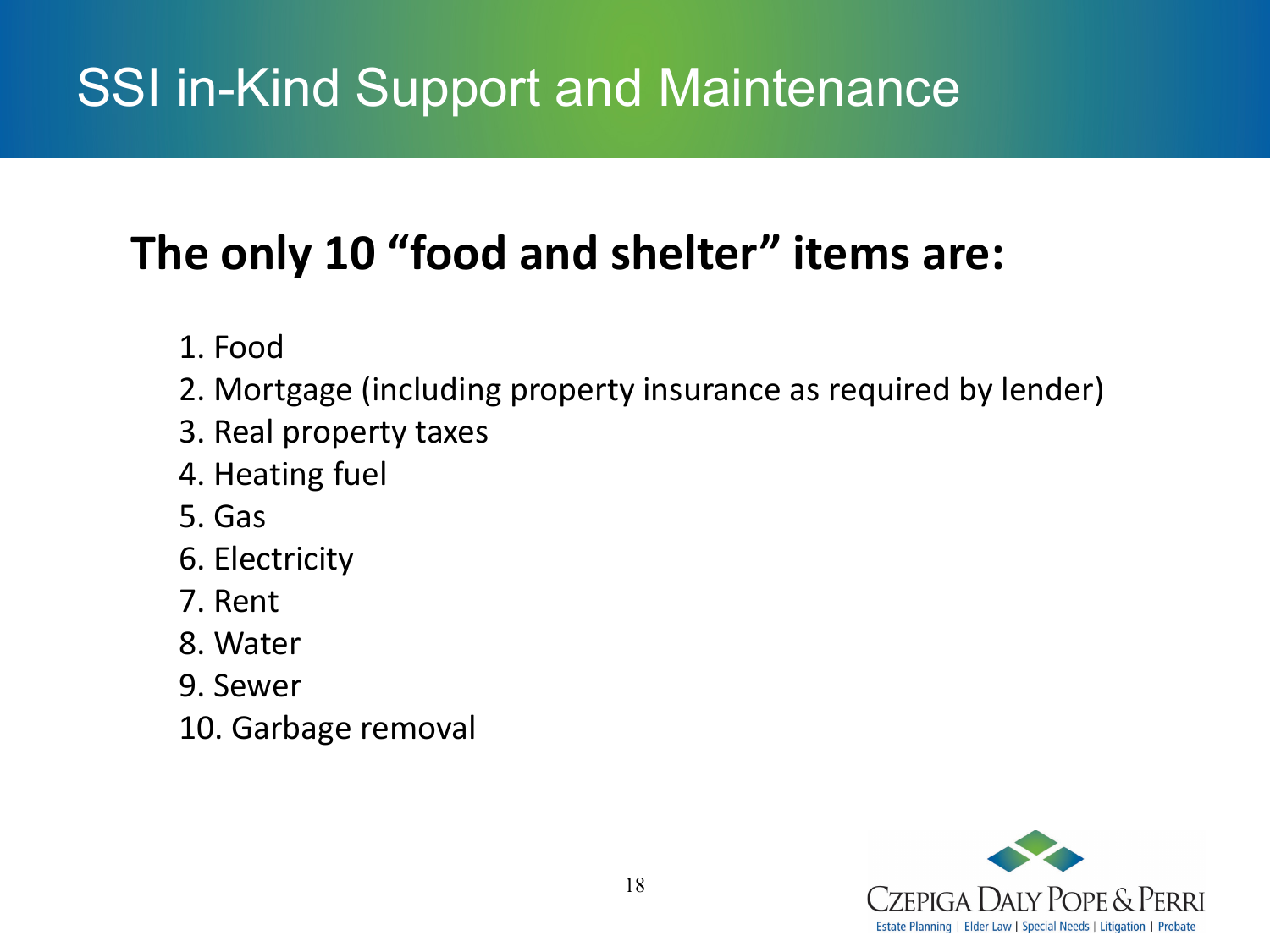# SSI in-Kind Support and Maintenance

## The only 10 "food and shelter" items are:

1. Food
2. Mortgage (including property insurance as required by lender)
3. Real property taxes
4. Heating fuel
5. Gas
6. Electricity
7. Rent
8. Water
9. Sewer
10. Garbage removal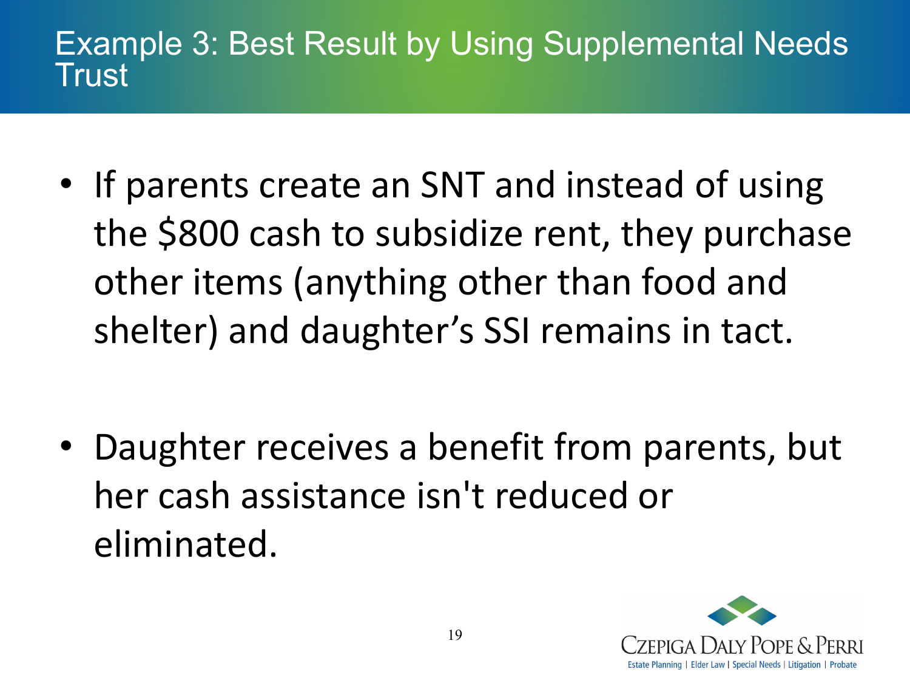# Example 3: Best Result by Using Supplemental Needs Trust

- If parents create an SNT and instead of using the $800 cash to subsidize rent, they purchase other items (anything other than food and shelter) and daughter's SSI remains in tact.

- Daughter receives a benefit from parents, but her cash assistance isn't reduced or eliminated.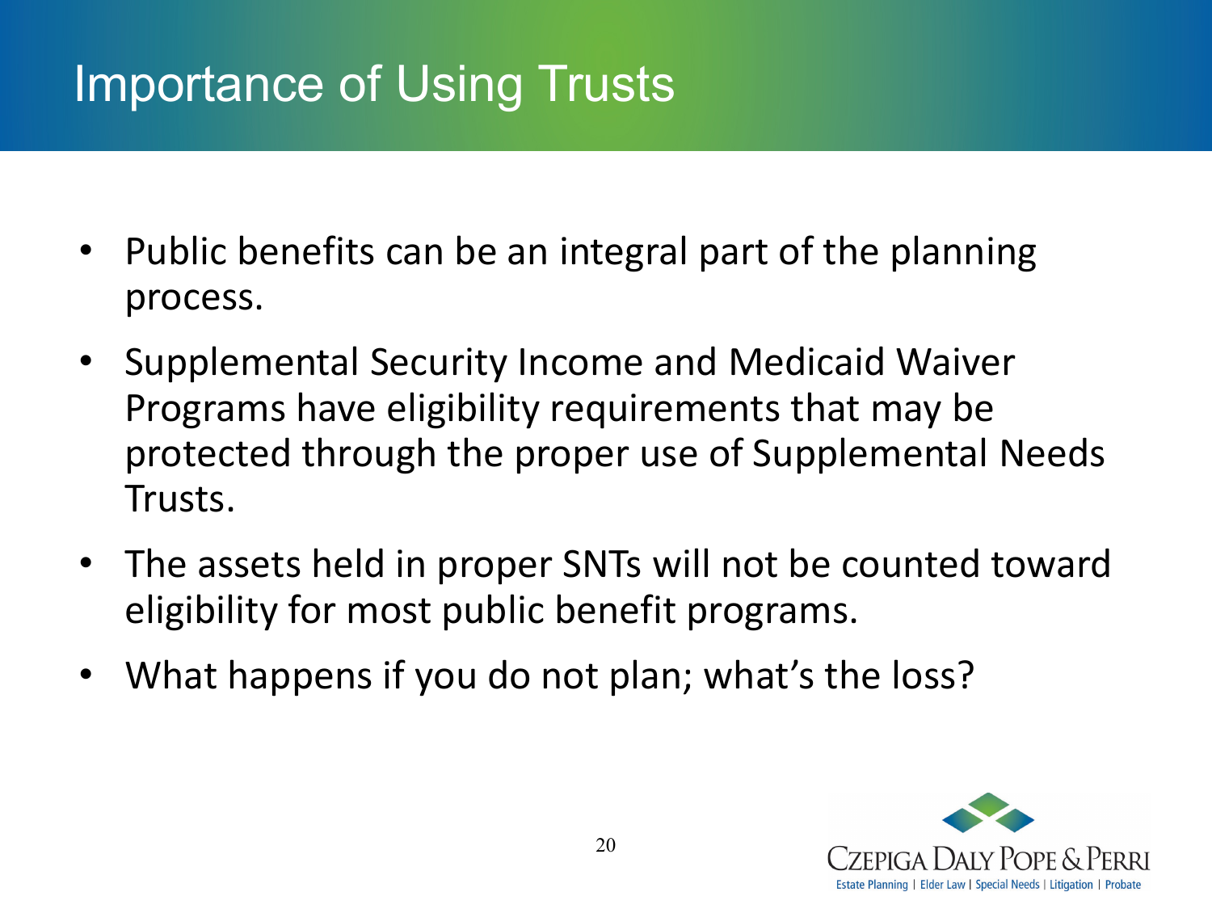# Importance of Using Trusts

- Public benefits can be an integral part of the planning process.
- Supplemental Security Income and Medicaid Waiver Programs have eligibility requirements that may be protected through the proper use of Supplemental Needs Trusts.
- The assets held in proper SNTs will not be counted toward eligibility for most public benefit programs.
- What happens if you do not plan; what's the loss?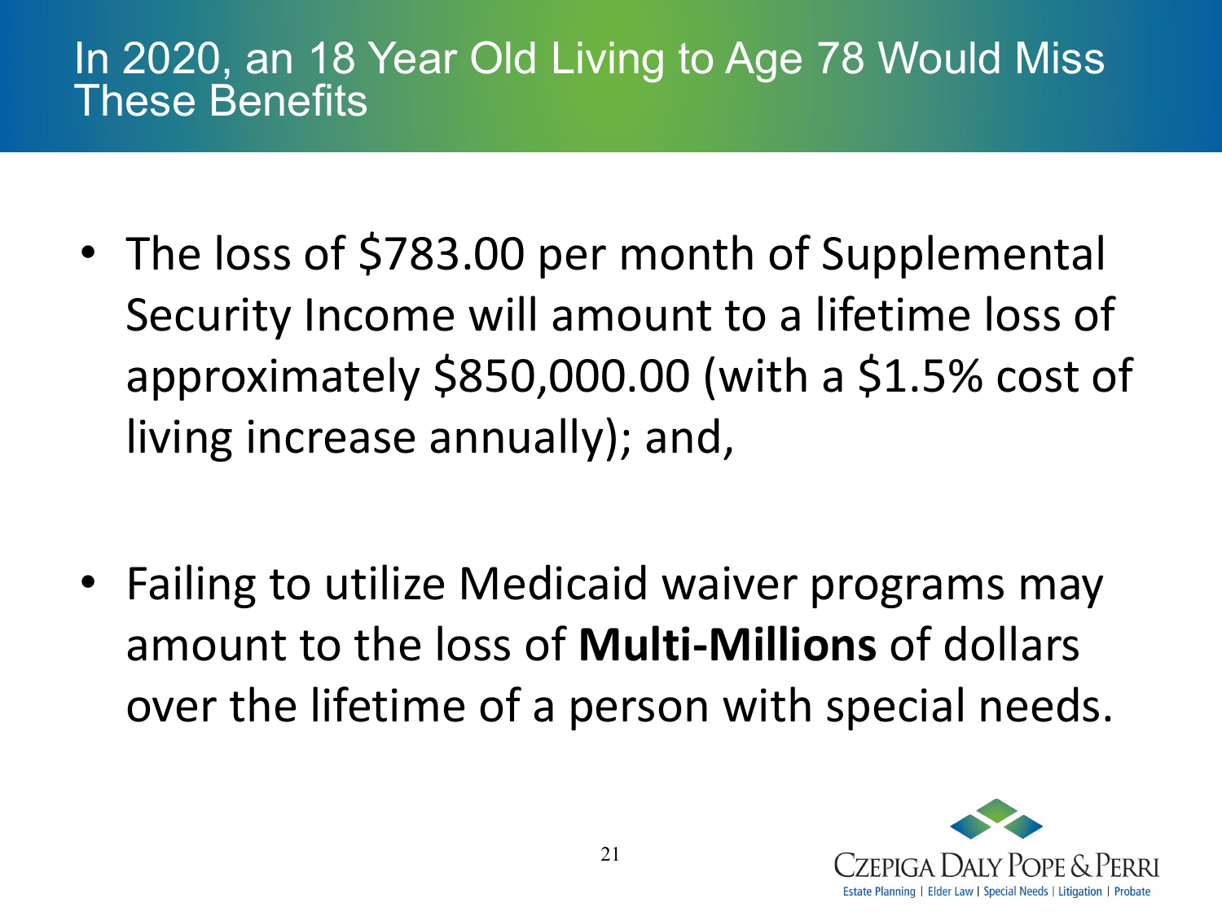# In 2020, an 18 Year Old Living to Age 78 Would Miss These Benefits

- The loss of $783.00 per month of Supplemental Security Income will amount to a lifetime loss of approximately $850,000.00 (with a $1.5% cost of living increase annually); and,

- Failing to utilize Medicaid waiver programs may amount to the loss of **Multi-Millions** of dollars over the lifetime of a person with special needs.

Czepiga Daly Pope & Perri
Estate Planning | Elder Law | Special Needs | Litigation | Probate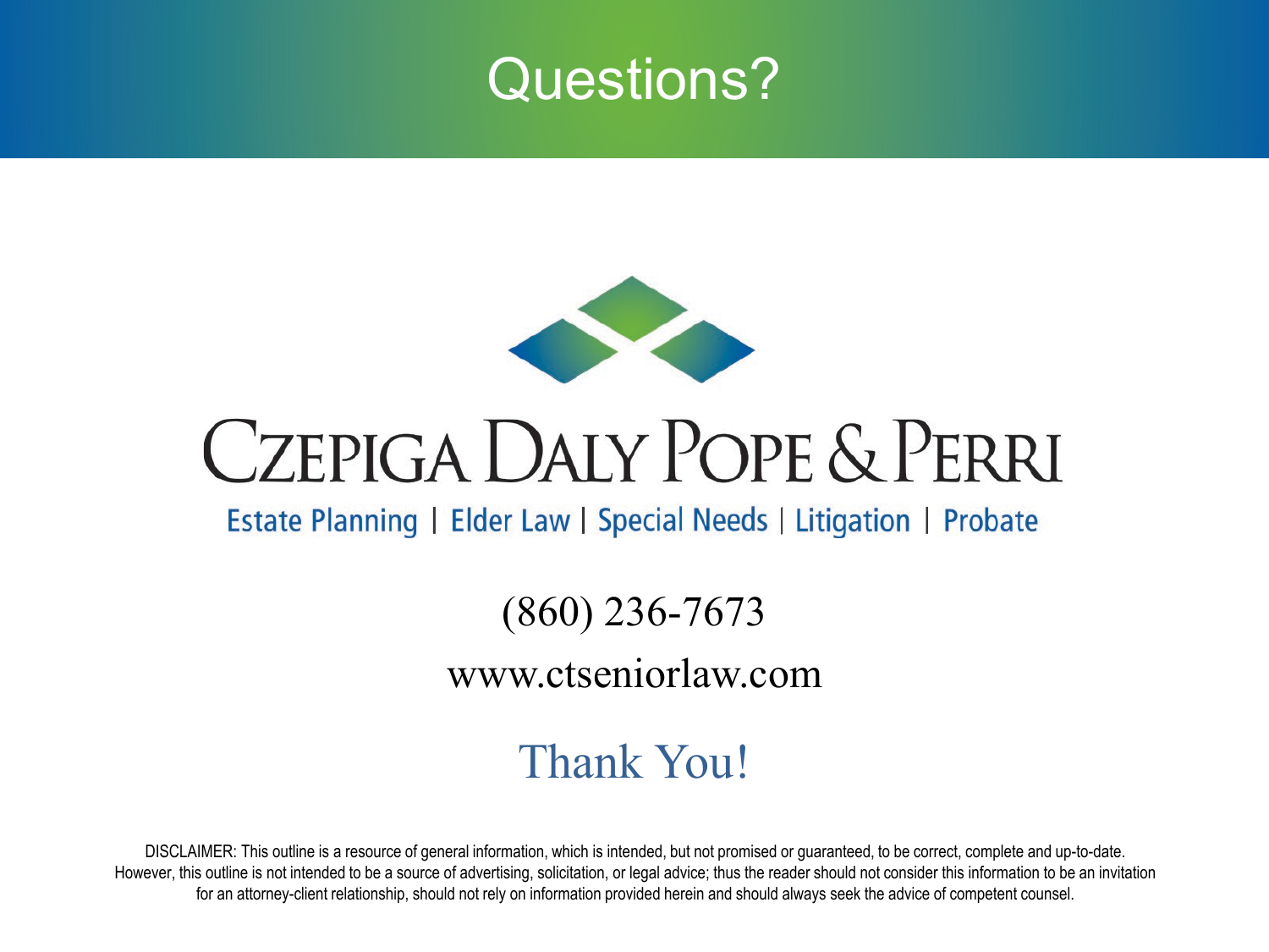# Questions?

CZEPIGA DALY POPE & PERRI

Estate Planning | Elder Law | Special Needs | Litigation | Probate

(860) 236-7673

www.ctseniorlaw.com

Thank You!

DISCLAIMER: This outline is a resource of general information, which is intended, but not promised or guaranteed, to be correct, complete and up-to-date. However, this outline is not intended to be a source of advertising, solicitation, or legal advice; thus the reader should not consider this information to be an invitation for an attorney-client relationship, should not rely on information provided herein and should always seek the advice of competent counsel.